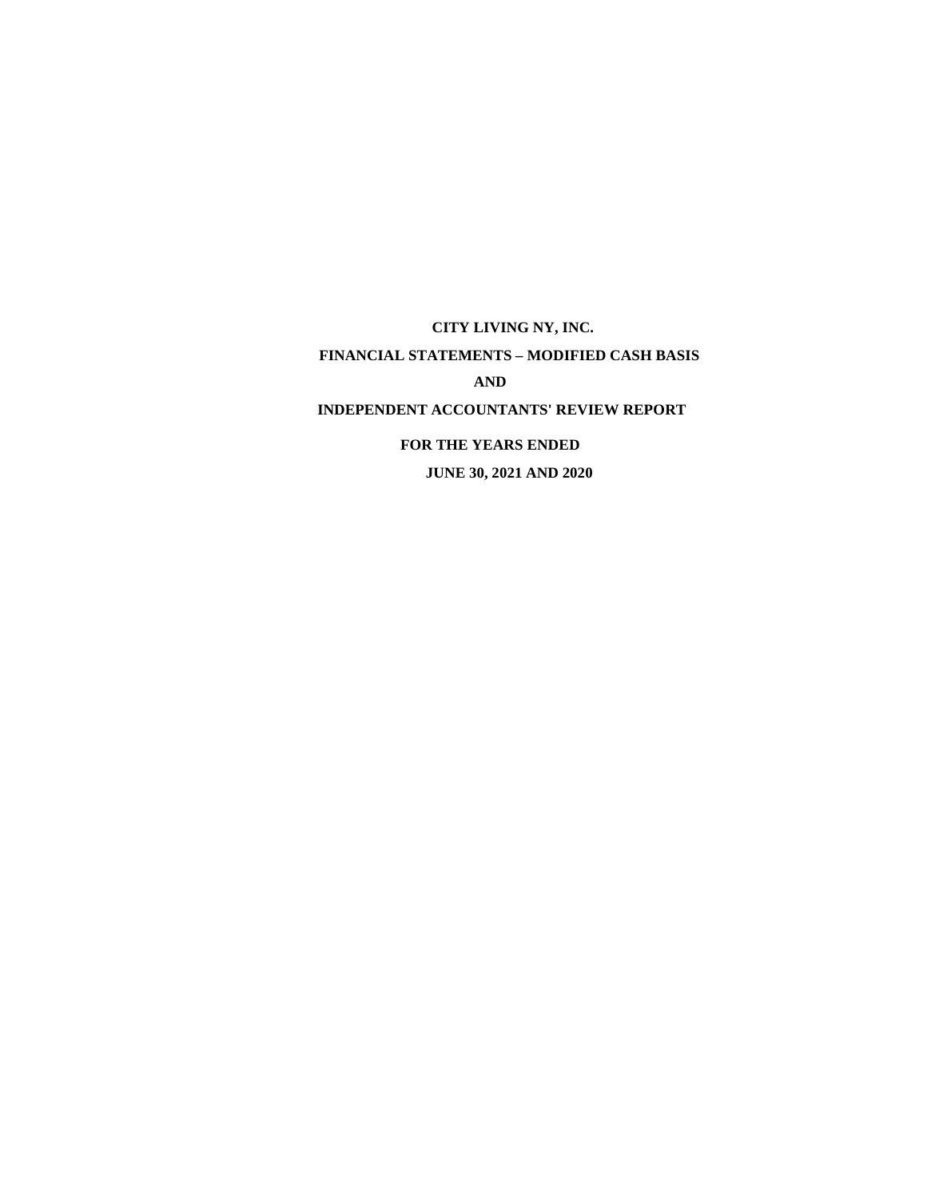**CITY LIVING NY, INC.**

**FINANCIAL STATEMENTS – MODIFIED CASH BASIS**

**AND**

**INDEPENDENT ACCOUNTANTS' REVIEW REPORT**

**FOR THE YEARS ENDED**

**JUNE 30, 2021 AND 2020**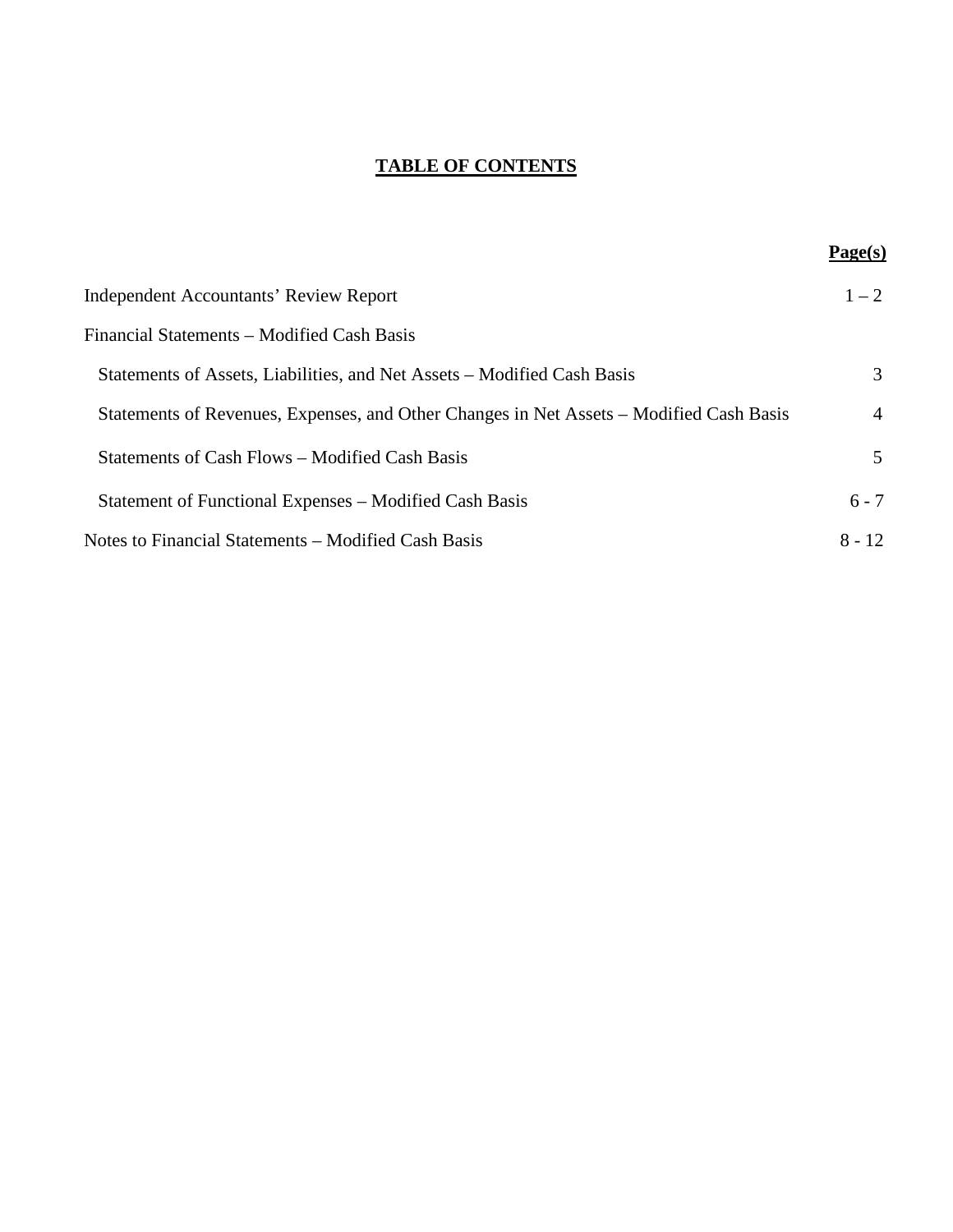# TABLE OF CONTENTS

| | Page(s) |
|---|---|
| Independent Accountants’ Review Report | 1 – 2 |
| Financial Statements – Modified Cash Basis | |
| Statements of Assets, Liabilities, and Net Assets – Modified Cash Basis | 3 |
| Statements of Revenues, Expenses, and Other Changes in Net Assets – Modified Cash Basis | 4 |
| Statements of Cash Flows – Modified Cash Basis | 5 |
| Statement of Functional Expenses – Modified Cash Basis | 6 - 7 |
| Notes to Financial Statements – Modified Cash Basis | 8 - 12 |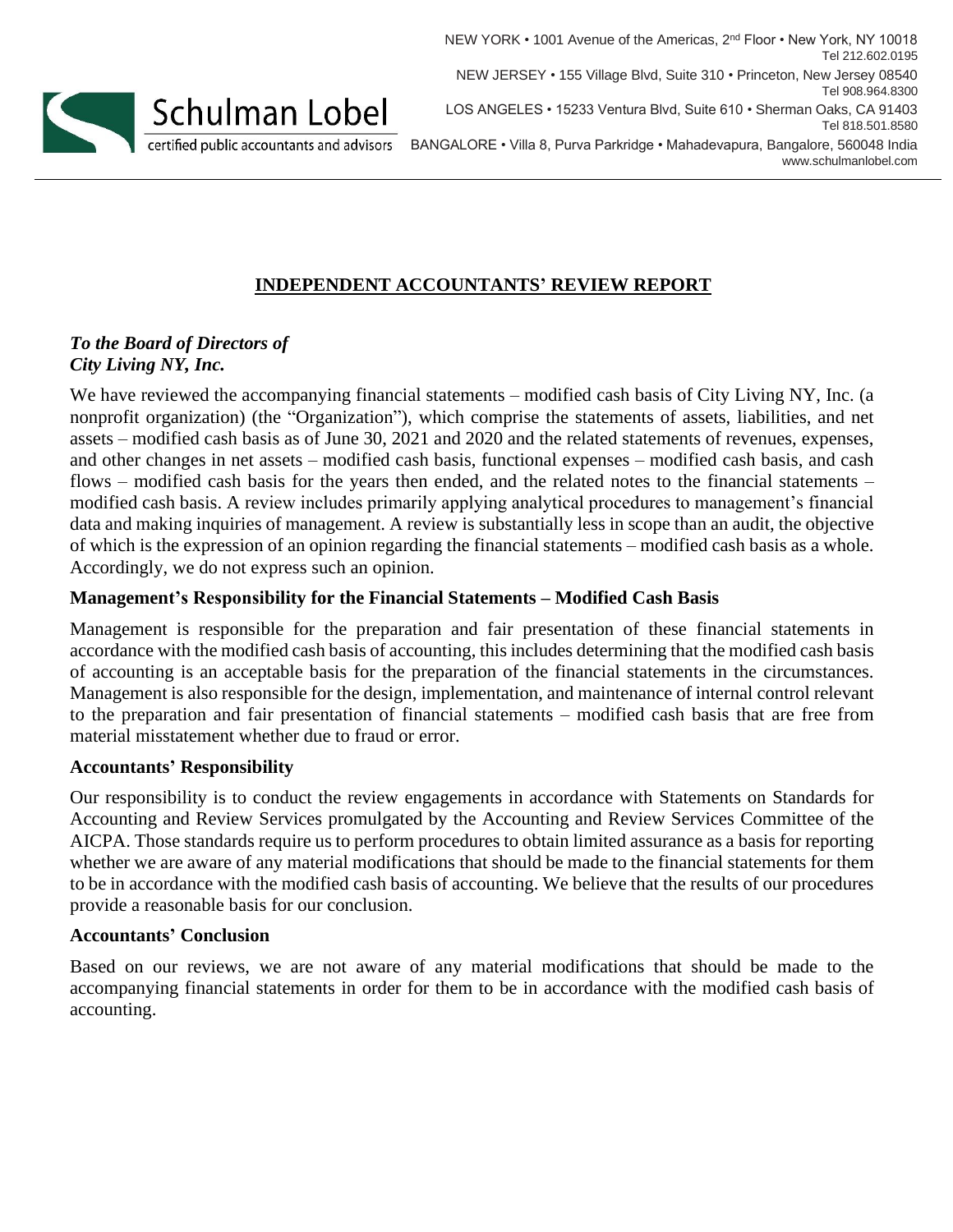Schulman Lobel
certified public accountants and advisors

NEW YORK • 1001 Avenue of the Americas, 2nd Floor • New York, NY 10018
Tel 212.602.0195

NEW JERSEY • 155 Village Blvd, Suite 310 • Princeton, New Jersey 08540
Tel 908.964.8300

LOS ANGELES • 15233 Ventura Blvd, Suite 610 • Sherman Oaks, CA 91403
Tel 818.501.8580

BANGALORE • Villa 8, Purva Parkridge • Mahadevapura, Bangalore, 560048 India
www.schulmanlobel.com

# INDEPENDENT ACCOUNTANTS' REVIEW REPORT

***To the Board of Directors of***
***City Living NY, Inc.***

We have reviewed the accompanying financial statements – modified cash basis of City Living NY, Inc. (a nonprofit organization) (the "Organization"), which comprise the statements of assets, liabilities, and net assets – modified cash basis as of June 30, 2021 and 2020 and the related statements of revenues, expenses, and other changes in net assets – modified cash basis, functional expenses – modified cash basis, and cash flows – modified cash basis for the years then ended, and the related notes to the financial statements – modified cash basis. A review includes primarily applying analytical procedures to management's financial data and making inquiries of management. A review is substantially less in scope than an audit, the objective of which is the expression of an opinion regarding the financial statements – modified cash basis as a whole. Accordingly, we do not express such an opinion.

## Management's Responsibility for the Financial Statements – Modified Cash Basis

Management is responsible for the preparation and fair presentation of these financial statements in accordance with the modified cash basis of accounting, this includes determining that the modified cash basis of accounting is an acceptable basis for the preparation of the financial statements in the circumstances. Management is also responsible for the design, implementation, and maintenance of internal control relevant to the preparation and fair presentation of financial statements – modified cash basis that are free from material misstatement whether due to fraud or error.

## Accountants' Responsibility

Our responsibility is to conduct the review engagements in accordance with Statements on Standards for Accounting and Review Services promulgated by the Accounting and Review Services Committee of the AICPA. Those standards require us to perform procedures to obtain limited assurance as a basis for reporting whether we are aware of any material modifications that should be made to the financial statements for them to be in accordance with the modified cash basis of accounting. We believe that the results of our procedures provide a reasonable basis for our conclusion.

## Accountants' Conclusion

Based on our reviews, we are not aware of any material modifications that should be made to the accompanying financial statements in order for them to be in accordance with the modified cash basis of accounting.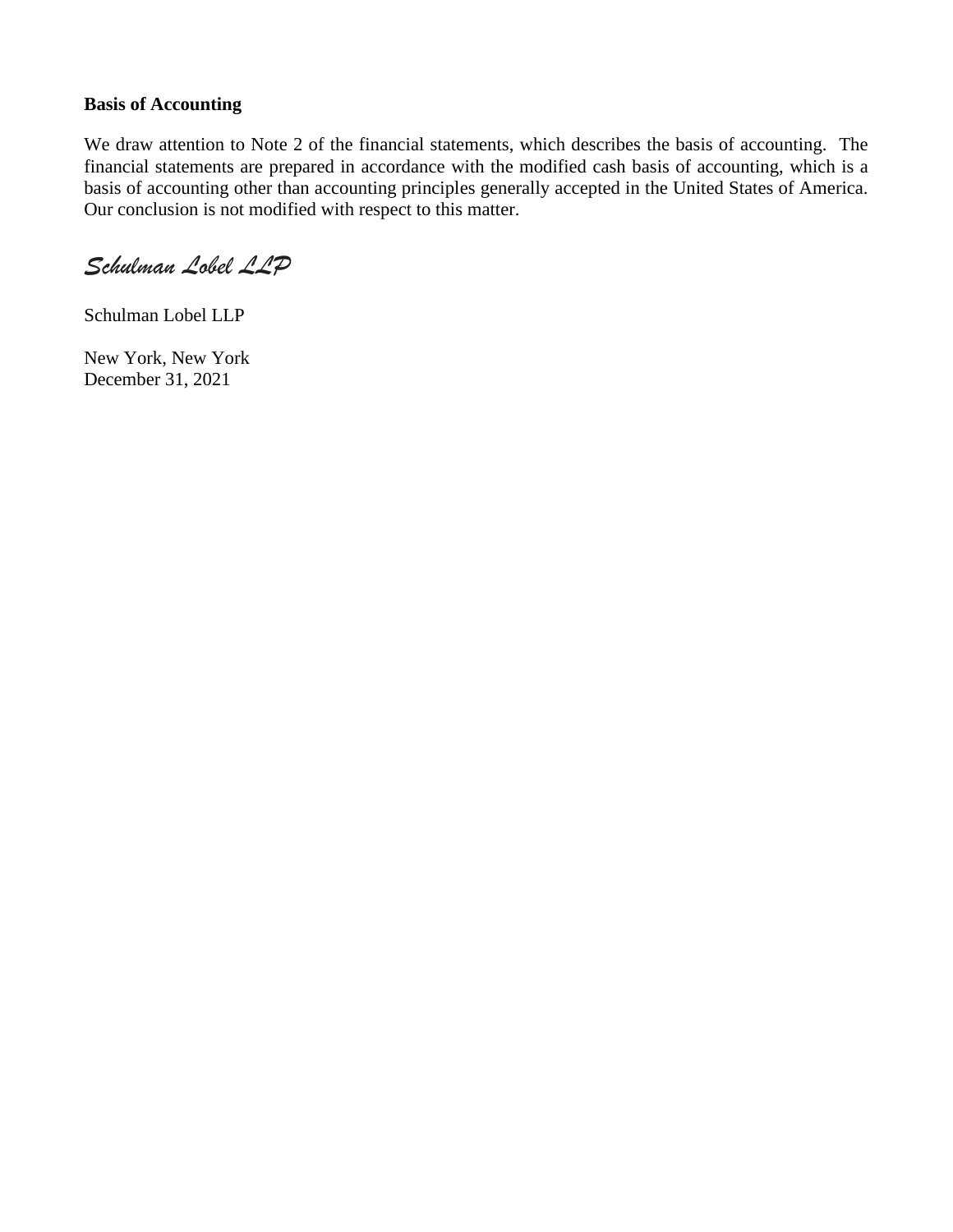**Basis of Accounting**

We draw attention to Note 2 of the financial statements, which describes the basis of accounting. The financial statements are prepared in accordance with the modified cash basis of accounting, which is a basis of accounting other than accounting principles generally accepted in the United States of America. Our conclusion is not modified with respect to this matter.

*Schulman Lobel LLP*

Schulman Lobel LLP

New York, New York
December 31, 2021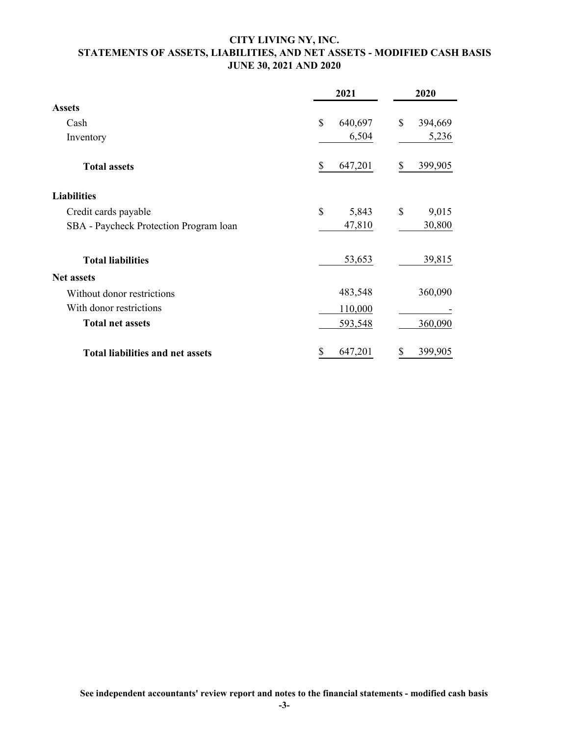# CITY LIVING NY, INC.
## STATEMENTS OF ASSETS, LIABILITIES, AND NET ASSETS - MODIFIED CASH BASIS
### JUNE 30, 2021 AND 2020

| | 2021 | 2020 |
|---|---|---|
| **Assets** | | |
| Cash | $ 640,697 | $ 394,669 |
| Inventory | 6,504 | 5,236 |
| **Total assets** | $ 647,201 | $ 399,905 |
| **Liabilities** | | |
| Credit cards payable | $ 5,843 | $ 9,015 |
| SBA - Paycheck Protection Program loan | 47,810 | 30,800 |
| **Total liabilities** | 53,653 | 39,815 |
| **Net assets** | | |
| Without donor restrictions | 483,548 | 360,090 |
| With donor restrictions | 110,000 | - |
| **Total net assets** | 593,548 | 360,090 |
| **Total liabilities and net assets** | $ 647,201 | $ 399,905 |

**See independent accountants' review report and notes to the financial statements - modified cash basis**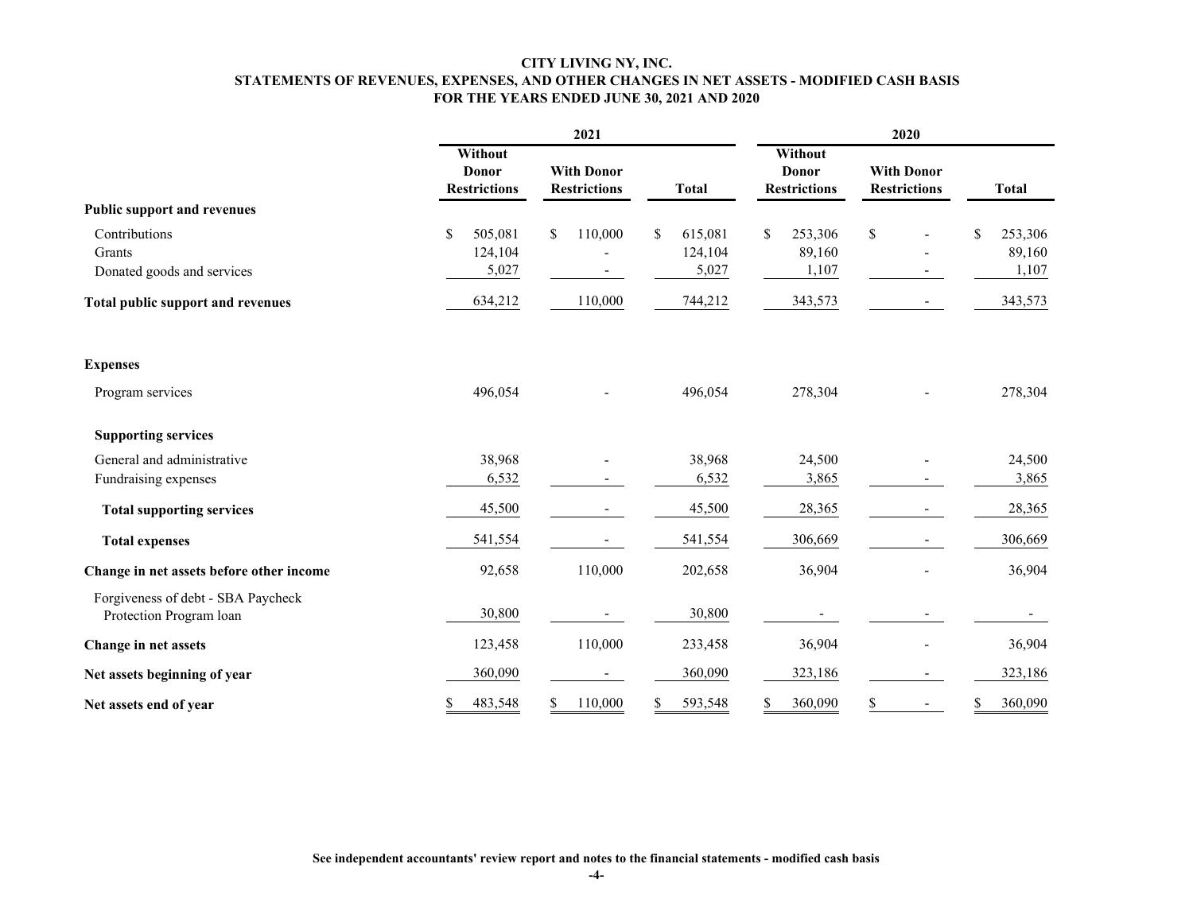# CITY LIVING NY, INC.
## STATEMENTS OF REVENUES, EXPENSES, AND OTHER CHANGES IN NET ASSETS - MODIFIED CASH BASIS
### FOR THE YEARS ENDED JUNE 30, 2021 AND 2020

| | 2021 | | | 2020 | | |
|---|---|---|---|---|---|---|
| | Without Donor Restrictions | With Donor Restrictions | Total | Without Donor Restrictions | With Donor Restrictions | Total |
| **Public support and revenues** | | | | | | |
| Contributions | $ 505,081 | $ 110,000 | $ 615,081 | $ 253,306 | $ - | $ 253,306 |
| Grants | 124,104 | - | 124,104 | 89,160 | - | 89,160 |
| Donated goods and services | 5,027 | - | 5,027 | 1,107 | - | 1,107 |
| **Total public support and revenues** | 634,212 | 110,000 | 744,212 | 343,573 | - | 343,573 |
| **Expenses** | | | | | | |
| Program services | 496,054 | - | 496,054 | 278,304 | - | 278,304 |
| **Supporting services** | | | | | | |
| General and administrative | 38,968 | - | 38,968 | 24,500 | - | 24,500 |
| Fundraising expenses | 6,532 | - | 6,532 | 3,865 | - | 3,865 |
| **Total supporting services** | 45,500 | - | 45,500 | 28,365 | - | 28,365 |
| **Total expenses** | 541,554 | - | 541,554 | 306,669 | - | 306,669 |
| **Change in net assets before other income** | 92,658 | 110,000 | 202,658 | 36,904 | - | 36,904 |
| Forgiveness of debt - SBA Paycheck Protection Program loan | 30,800 | - | 30,800 | - | - | - |
| **Change in net assets** | 123,458 | 110,000 | 233,458 | 36,904 | - | 36,904 |
| **Net assets beginning of year** | 360,090 | - | 360,090 | 323,186 | - | 323,186 |
| **Net assets end of year** | $ 483,548 | $ 110,000 | $ 593,548 | $ 360,090 | $ - | $ 360,090 |

**See independent accountants' review report and notes to the financial statements - modified cash basis**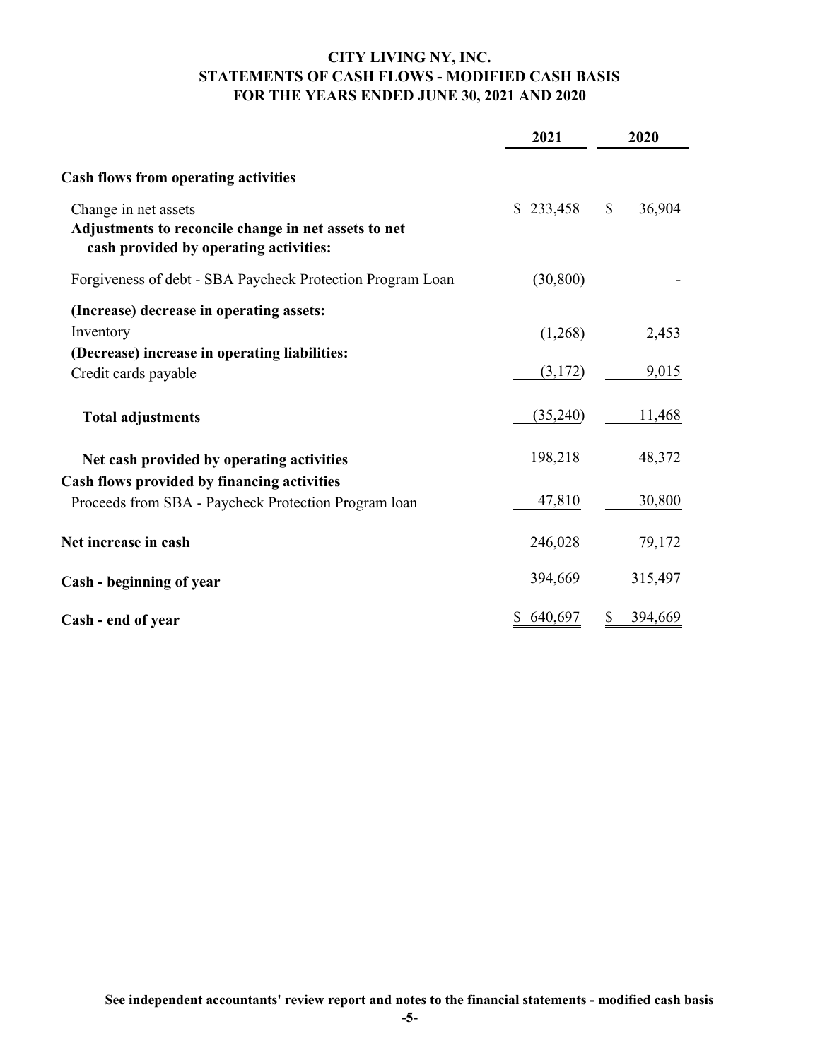# CITY LIVING NY, INC.
## STATEMENTS OF CASH FLOWS - MODIFIED CASH BASIS
## FOR THE YEARS ENDED JUNE 30, 2021 AND 2020

| | 2021 | 2020 |
|---|---|---|
| **Cash flows from operating activities** | | |
| Change in net assets | $ 233,458 | $ 36,904 |
| **Adjustments to reconcile change in net assets to net cash provided by operating activities:** | | |
| Forgiveness of debt - SBA Paycheck Protection Program Loan | (30,800) | - |
| **(Increase) decrease in operating assets:** | | |
| Inventory | (1,268) | 2,453 |
| **(Decrease) increase in operating liabilities:** | | |
| Credit cards payable | (3,172) | 9,015 |
| **Total adjustments** | (35,240) | 11,468 |
| **Net cash provided by operating activities** | 198,218 | 48,372 |
| **Cash flows provided by financing activities** | | |
| Proceeds from SBA - Paycheck Protection Program loan | 47,810 | 30,800 |
| **Net increase in cash** | 246,028 | 79,172 |
| **Cash - beginning of year** | 394,669 | 315,497 |
| **Cash - end of year** | $ 640,697 | $ 394,669 |

**See independent accountants' review report and notes to the financial statements - modified cash basis**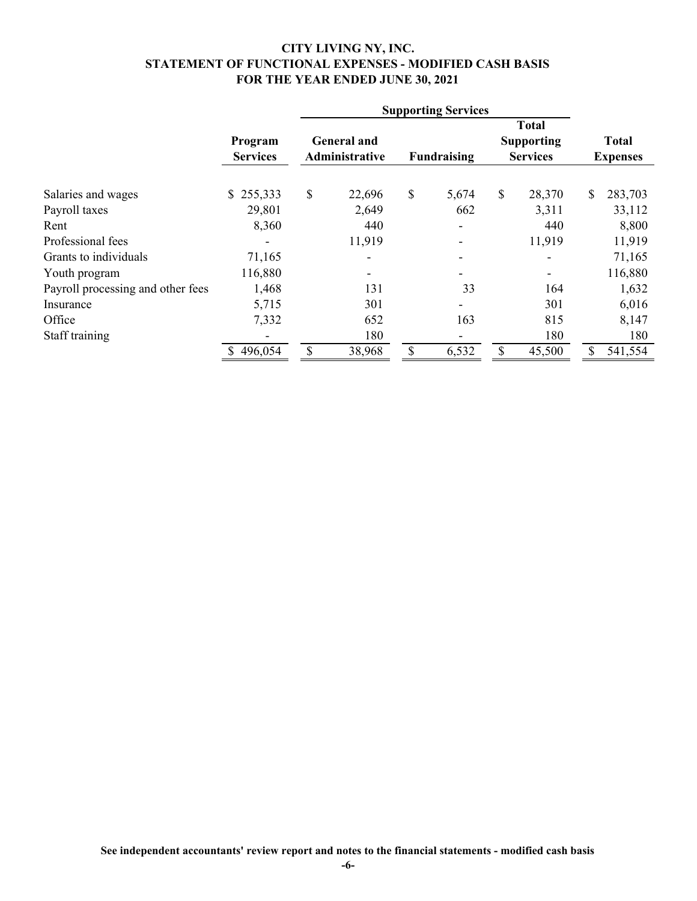# CITY LIVING NY, INC.
## STATEMENT OF FUNCTIONAL EXPENSES - MODIFIED CASH BASIS
### FOR THE YEAR ENDED JUNE 30, 2021

| | | Supporting Services | | | |
|---|---|---|---|---|---|
| | Program Services | General and Administrative | Fundraising | Total Supporting Services | Total Expenses |
| Salaries and wages | $ 255,333 | $ 22,696 | $ 5,674 | $ 28,370 | $ 283,703 |
| Payroll taxes | 29,801 | 2,649 | 662 | 3,311 | 33,112 |
| Rent | 8,360 | 440 | - | 440 | 8,800 |
| Professional fees | - | 11,919 | - | 11,919 | 11,919 |
| Grants to individuals | 71,165 | - | - | - | 71,165 |
| Youth program | 116,880 | - | - | - | 116,880 |
| Payroll processing and other fees | 1,468 | 131 | 33 | 164 | 1,632 |
| Insurance | 5,715 | 301 | - | 301 | 6,016 |
| Office | 7,332 | 652 | 163 | 815 | 8,147 |
| Staff training | - | 180 | - | 180 | 180 |
| | $ 496,054 | $ 38,968 | $ 6,532 | $ 45,500 | $ 541,554 |

**See independent accountants' review report and notes to the financial statements - modified cash basis**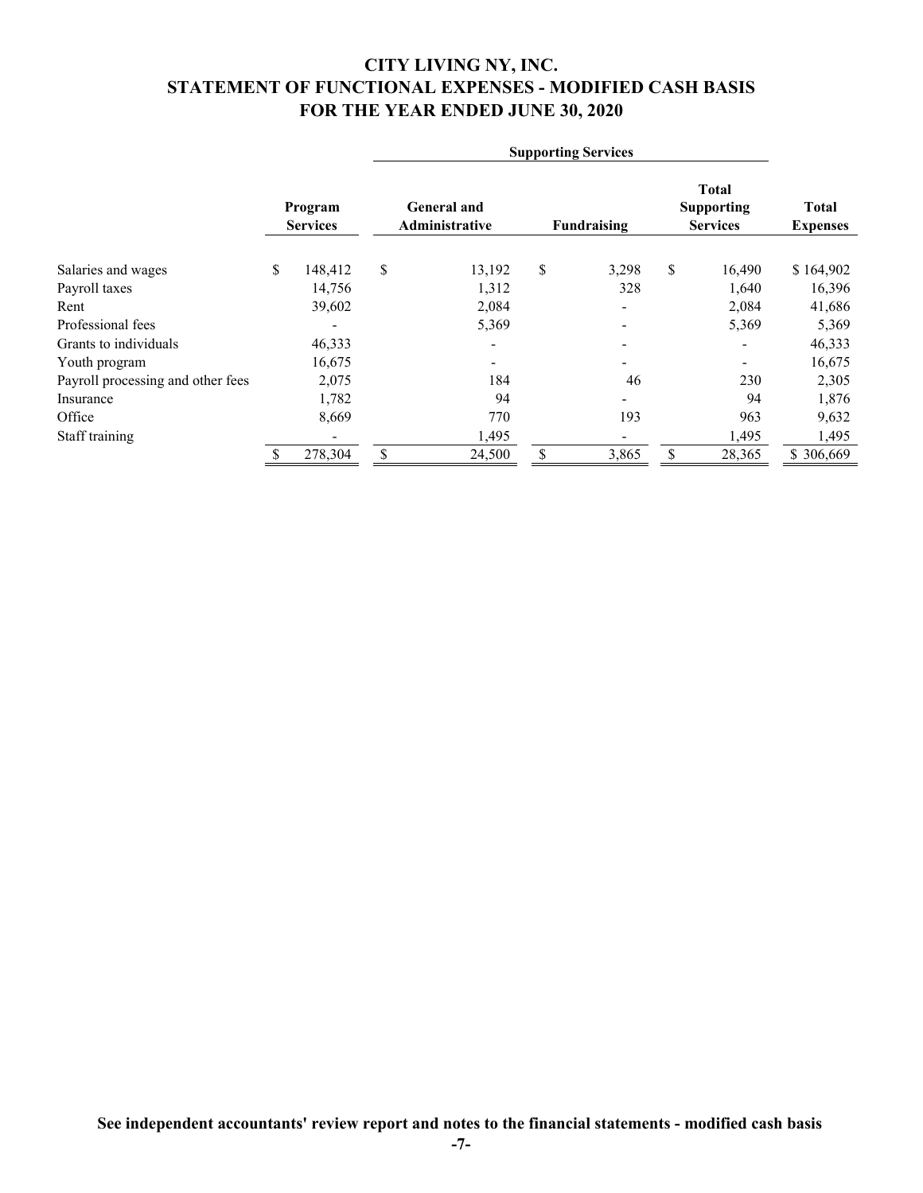# CITY LIVING NY, INC.
# STATEMENT OF FUNCTIONAL EXPENSES - MODIFIED CASH BASIS
# FOR THE YEAR ENDED JUNE 30, 2020

| | Program Services | Supporting Services | | | Total Expenses |
|---|---|---|---|---|---|
| | | General and Administrative | Fundraising | Total Supporting Services | |
| Salaries and wages | $ 148,412 | $ 13,192 | $ 3,298 | $ 16,490 | $ 164,902 |
| Payroll taxes | 14,756 | 1,312 | 328 | 1,640 | 16,396 |
| Rent | 39,602 | 2,084 | - | 2,084 | 41,686 |
| Professional fees | - | 5,369 | - | 5,369 | 5,369 |
| Grants to individuals | 46,333 | - | - | - | 46,333 |
| Youth program | 16,675 | - | - | - | 16,675 |
| Payroll processing and other fees | 2,075 | 184 | 46 | 230 | 2,305 |
| Insurance | 1,782 | 94 | - | 94 | 1,876 |
| Office | 8,669 | 770 | 193 | 963 | 9,632 |
| Staff training | - | 1,495 | - | 1,495 | 1,495 |
| | $ 278,304 | $ 24,500 | $ 3,865 | $ 28,365 | $ 306,669 |

**See independent accountants' review report and notes to the financial statements - modified cash basis**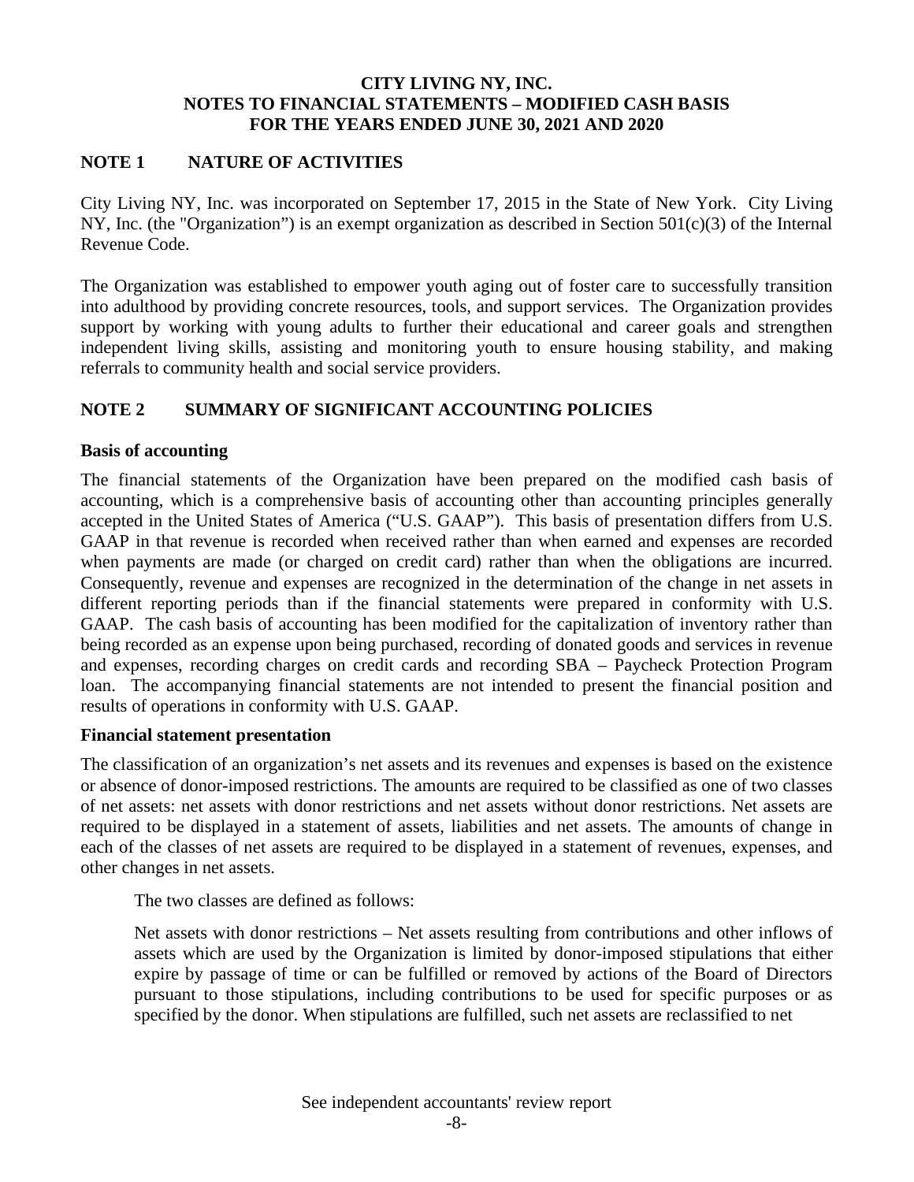**CITY LIVING NY, INC.**
**NOTES TO FINANCIAL STATEMENTS – MODIFIED CASH BASIS**
**FOR THE YEARS ENDED JUNE 30, 2021 AND 2020**

## NOTE 1 NATURE OF ACTIVITIES

City Living NY, Inc. was incorporated on September 17, 2015 in the State of New York. City Living NY, Inc. (the "Organization") is an exempt organization as described in Section 501(c)(3) of the Internal Revenue Code.

The Organization was established to empower youth aging out of foster care to successfully transition into adulthood by providing concrete resources, tools, and support services. The Organization provides support by working with young adults to further their educational and career goals and strengthen independent living skills, assisting and monitoring youth to ensure housing stability, and making referrals to community health and social service providers.

## NOTE 2 SUMMARY OF SIGNIFICANT ACCOUNTING POLICIES

### Basis of accounting

The financial statements of the Organization have been prepared on the modified cash basis of accounting, which is a comprehensive basis of accounting other than accounting principles generally accepted in the United States of America ("U.S. GAAP"). This basis of presentation differs from U.S. GAAP in that revenue is recorded when received rather than when earned and expenses are recorded when payments are made (or charged on credit card) rather than when the obligations are incurred. Consequently, revenue and expenses are recognized in the determination of the change in net assets in different reporting periods than if the financial statements were prepared in conformity with U.S. GAAP. The cash basis of accounting has been modified for the capitalization of inventory rather than being recorded as an expense upon being purchased, recording of donated goods and services in revenue and expenses, recording charges on credit cards and recording SBA – Paycheck Protection Program loan. The accompanying financial statements are not intended to present the financial position and results of operations in conformity with U.S. GAAP.

### Financial statement presentation

The classification of an organization's net assets and its revenues and expenses is based on the existence or absence of donor-imposed restrictions. The amounts are required to be classified as one of two classes of net assets: net assets with donor restrictions and net assets without donor restrictions. Net assets are required to be displayed in a statement of assets, liabilities and net assets. The amounts of change in each of the classes of net assets are required to be displayed in a statement of revenues, expenses, and other changes in net assets.

The two classes are defined as follows:

Net assets with donor restrictions – Net assets resulting from contributions and other inflows of assets which are used by the Organization is limited by donor-imposed stipulations that either expire by passage of time or can be fulfilled or removed by actions of the Board of Directors pursuant to those stipulations, including contributions to be used for specific purposes or as specified by the donor. When stipulations are fulfilled, such net assets are reclassified to net

See independent accountants' review report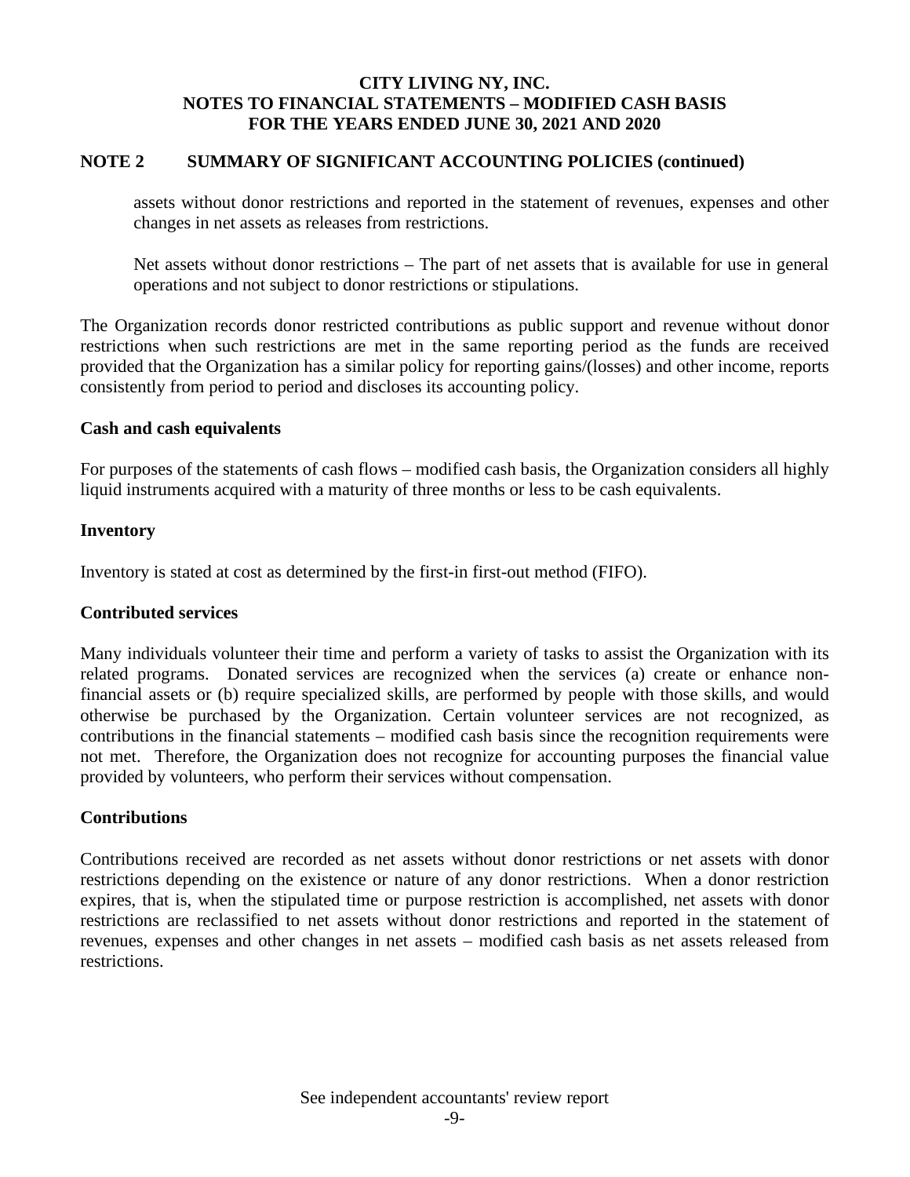## NOTE 2 SUMMARY OF SIGNIFICANT ACCOUNTING POLICIES (continued)

assets without donor restrictions and reported in the statement of revenues, expenses and other changes in net assets as releases from restrictions.

Net assets without donor restrictions – The part of net assets that is available for use in general operations and not subject to donor restrictions or stipulations.

The Organization records donor restricted contributions as public support and revenue without donor restrictions when such restrictions are met in the same reporting period as the funds are received provided that the Organization has a similar policy for reporting gains/(losses) and other income, reports consistently from period to period and discloses its accounting policy.

### Cash and cash equivalents

For purposes of the statements of cash flows – modified cash basis, the Organization considers all highly liquid instruments acquired with a maturity of three months or less to be cash equivalents.

### Inventory

Inventory is stated at cost as determined by the first-in first-out method (FIFO).

### Contributed services

Many individuals volunteer their time and perform a variety of tasks to assist the Organization with its related programs. Donated services are recognized when the services (a) create or enhance non-financial assets or (b) require specialized skills, are performed by people with those skills, and would otherwise be purchased by the Organization. Certain volunteer services are not recognized, as contributions in the financial statements – modified cash basis since the recognition requirements were not met. Therefore, the Organization does not recognize for accounting purposes the financial value provided by volunteers, who perform their services without compensation.

### Contributions

Contributions received are recorded as net assets without donor restrictions or net assets with donor restrictions depending on the existence or nature of any donor restrictions. When a donor restriction expires, that is, when the stipulated time or purpose restriction is accomplished, net assets with donor restrictions are reclassified to net assets without donor restrictions and reported in the statement of revenues, expenses and other changes in net assets – modified cash basis as net assets released from restrictions.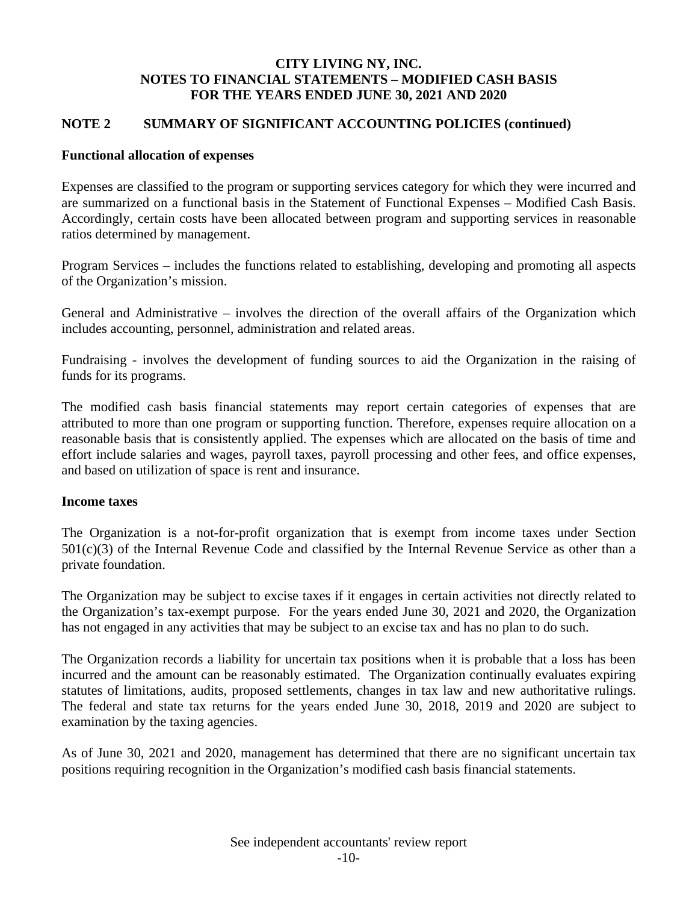**CITY LIVING NY, INC.**
**NOTES TO FINANCIAL STATEMENTS – MODIFIED CASH BASIS**
**FOR THE YEARS ENDED JUNE 30, 2021 AND 2020**

## NOTE 2 SUMMARY OF SIGNIFICANT ACCOUNTING POLICIES (continued)

### Functional allocation of expenses

Expenses are classified to the program or supporting services category for which they were incurred and are summarized on a functional basis in the Statement of Functional Expenses – Modified Cash Basis. Accordingly, certain costs have been allocated between program and supporting services in reasonable ratios determined by management.

Program Services – includes the functions related to establishing, developing and promoting all aspects of the Organization's mission.

General and Administrative – involves the direction of the overall affairs of the Organization which includes accounting, personnel, administration and related areas.

Fundraising - involves the development of funding sources to aid the Organization in the raising of funds for its programs.

The modified cash basis financial statements may report certain categories of expenses that are attributed to more than one program or supporting function. Therefore, expenses require allocation on a reasonable basis that is consistently applied. The expenses which are allocated on the basis of time and effort include salaries and wages, payroll taxes, payroll processing and other fees, and office expenses, and based on utilization of space is rent and insurance.

### Income taxes

The Organization is a not-for-profit organization that is exempt from income taxes under Section 501(c)(3) of the Internal Revenue Code and classified by the Internal Revenue Service as other than a private foundation.

The Organization may be subject to excise taxes if it engages in certain activities not directly related to the Organization's tax-exempt purpose. For the years ended June 30, 2021 and 2020, the Organization has not engaged in any activities that may be subject to an excise tax and has no plan to do such.

The Organization records a liability for uncertain tax positions when it is probable that a loss has been incurred and the amount can be reasonably estimated. The Organization continually evaluates expiring statutes of limitations, audits, proposed settlements, changes in tax law and new authoritative rulings. The federal and state tax returns for the years ended June 30, 2018, 2019 and 2020 are subject to examination by the taxing agencies.

As of June 30, 2021 and 2020, management has determined that there are no significant uncertain tax positions requiring recognition in the Organization's modified cash basis financial statements.

See independent accountants' review report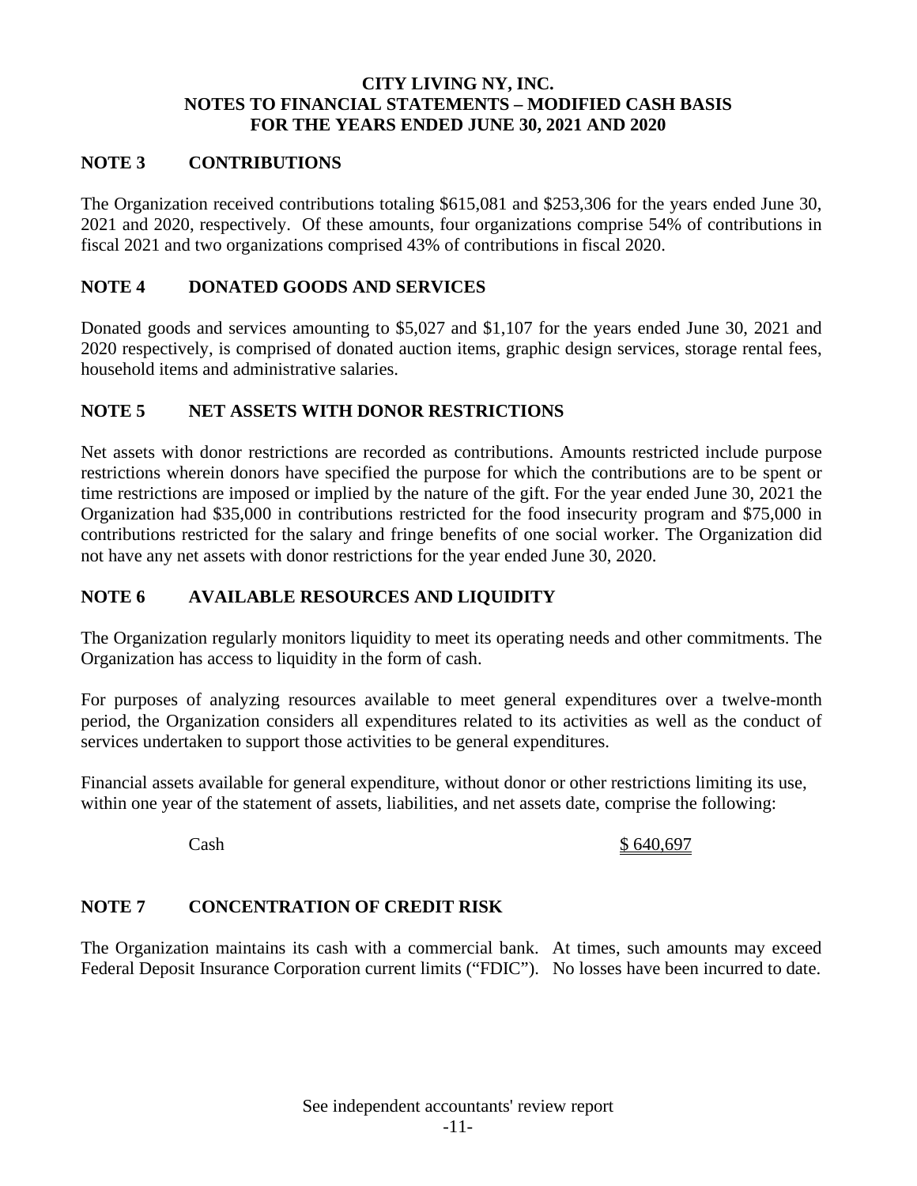**CITY LIVING NY, INC.**
**NOTES TO FINANCIAL STATEMENTS – MODIFIED CASH BASIS**
**FOR THE YEARS ENDED JUNE 30, 2021 AND 2020**

## NOTE 3 CONTRIBUTIONS

The Organization received contributions totaling $615,081 and $253,306 for the years ended June 30, 2021 and 2020, respectively. Of these amounts, four organizations comprise 54% of contributions in fiscal 2021 and two organizations comprised 43% of contributions in fiscal 2020.

## NOTE 4 DONATED GOODS AND SERVICES

Donated goods and services amounting to $5,027 and $1,107 for the years ended June 30, 2021 and 2020 respectively, is comprised of donated auction items, graphic design services, storage rental fees, household items and administrative salaries.

## NOTE 5 NET ASSETS WITH DONOR RESTRICTIONS

Net assets with donor restrictions are recorded as contributions. Amounts restricted include purpose restrictions wherein donors have specified the purpose for which the contributions are to be spent or time restrictions are imposed or implied by the nature of the gift. For the year ended June 30, 2021 the Organization had $35,000 in contributions restricted for the food insecurity program and $75,000 in contributions restricted for the salary and fringe benefits of one social worker. The Organization did not have any net assets with donor restrictions for the year ended June 30, 2020.

## NOTE 6 AVAILABLE RESOURCES AND LIQUIDITY

The Organization regularly monitors liquidity to meet its operating needs and other commitments. The Organization has access to liquidity in the form of cash.

For purposes of analyzing resources available to meet general expenditures over a twelve-month period, the Organization considers all expenditures related to its activities as well as the conduct of services undertaken to support those activities to be general expenditures.

Financial assets available for general expenditure, without donor or other restrictions limiting its use, within one year of the statement of assets, liabilities, and net assets date, comprise the following:

| | |
|---|---|
| Cash | $ 640,697 |

## NOTE 7 CONCENTRATION OF CREDIT RISK

The Organization maintains its cash with a commercial bank. At times, such amounts may exceed Federal Deposit Insurance Corporation current limits ("FDIC"). No losses have been incurred to date.

See independent accountants' review report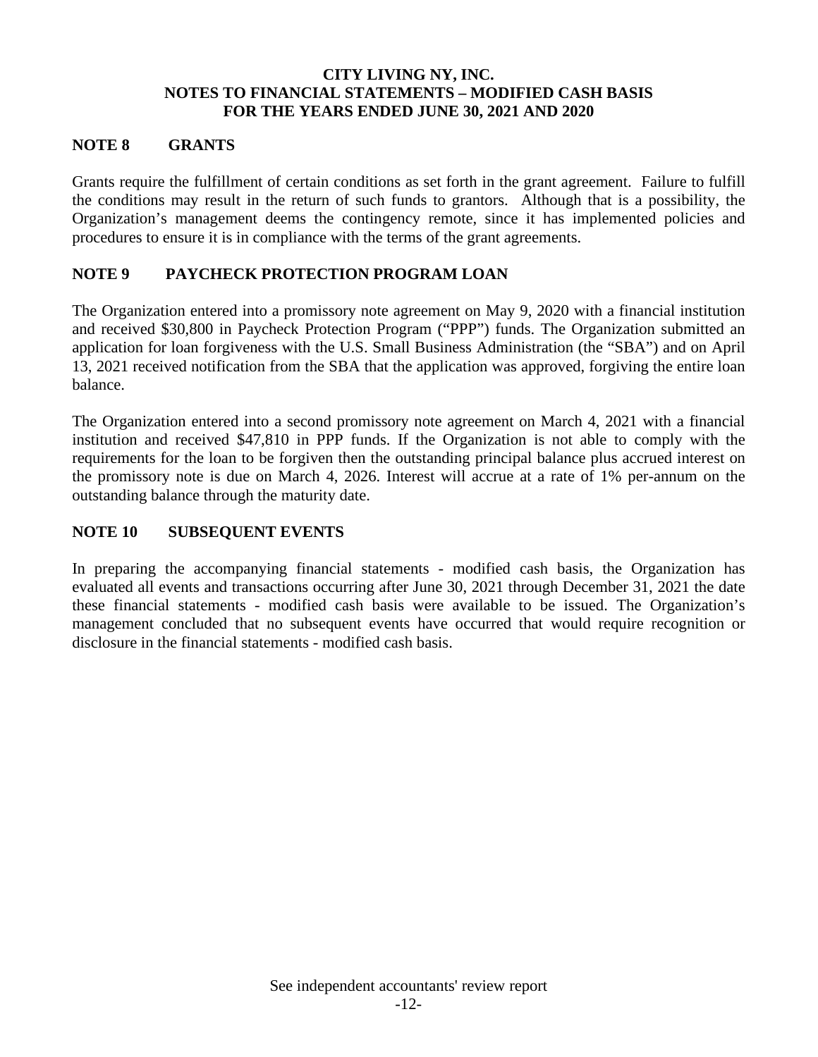## NOTE 8 GRANTS

Grants require the fulfillment of certain conditions as set forth in the grant agreement. Failure to fulfill the conditions may result in the return of such funds to grantors. Although that is a possibility, the Organization's management deems the contingency remote, since it has implemented policies and procedures to ensure it is in compliance with the terms of the grant agreements.

## NOTE 9 PAYCHECK PROTECTION PROGRAM LOAN

The Organization entered into a promissory note agreement on May 9, 2020 with a financial institution and received $30,800 in Paycheck Protection Program ("PPP") funds. The Organization submitted an application for loan forgiveness with the U.S. Small Business Administration (the "SBA") and on April 13, 2021 received notification from the SBA that the application was approved, forgiving the entire loan balance.

The Organization entered into a second promissory note agreement on March 4, 2021 with a financial institution and received $47,810 in PPP funds. If the Organization is not able to comply with the requirements for the loan to be forgiven then the outstanding principal balance plus accrued interest on the promissory note is due on March 4, 2026. Interest will accrue at a rate of 1% per-annum on the outstanding balance through the maturity date.

## NOTE 10 SUBSEQUENT EVENTS

In preparing the accompanying financial statements - modified cash basis, the Organization has evaluated all events and transactions occurring after June 30, 2021 through December 31, 2021 the date these financial statements - modified cash basis were available to be issued. The Organization's management concluded that no subsequent events have occurred that would require recognition or disclosure in the financial statements - modified cash basis.

See independent accountants' review report